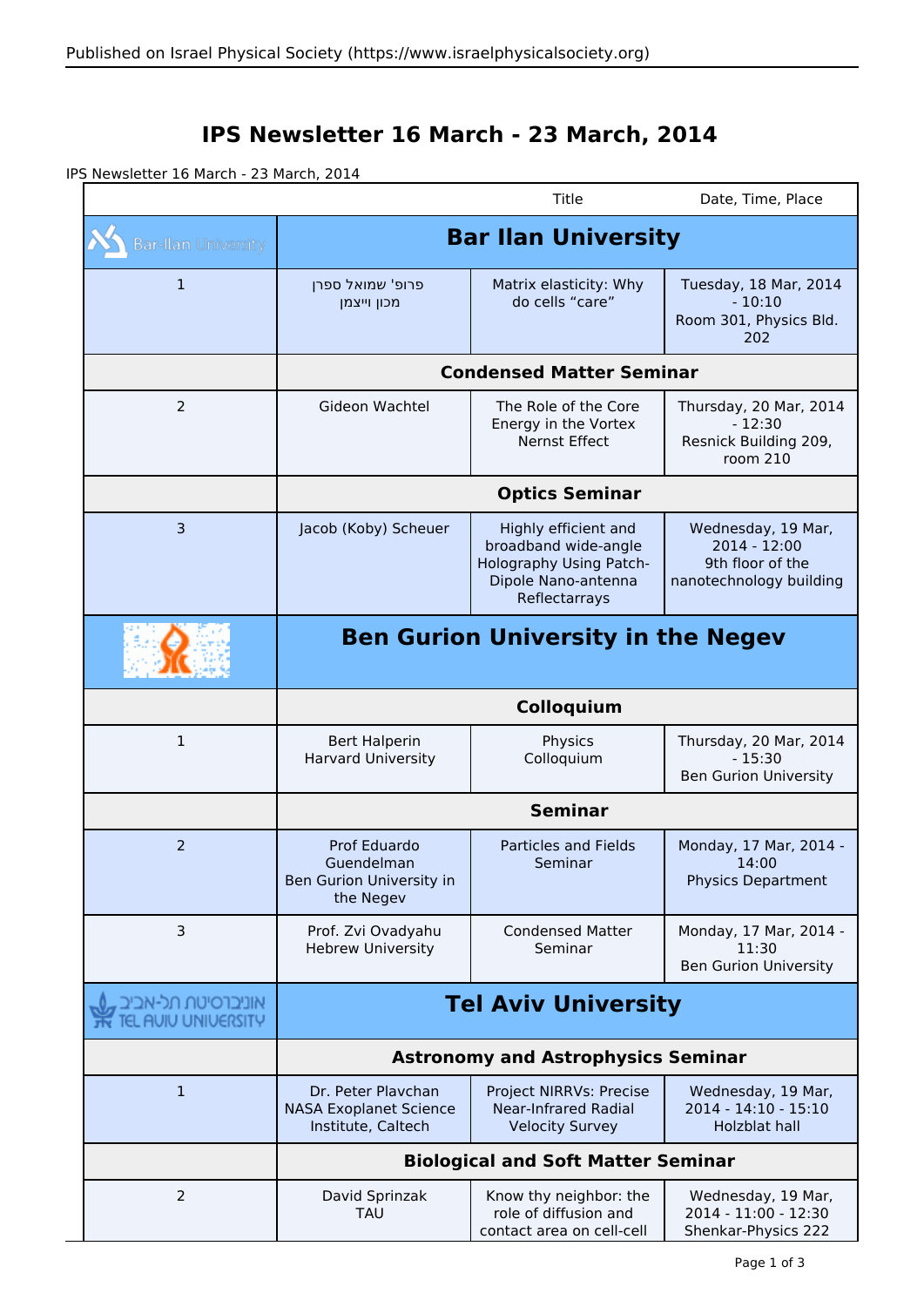# IPS Newsletter 16 March - 23 March, 2014

IPS Newsletter 16 March - 23 March, 2014

| | | Title | Date, Time, Place |
|---|---|---|---|
| Bar-Ilan University | **Bar Ilan University** | | |
| 1 | פרופ' שמואל ספרן מכון וייצמן | Matrix elasticity: Why do cells “care” | Tuesday, 18 Mar, 2014 - 10:10 Room 301, Physics Bld. 202 |
| | **Condensed Matter Seminar** | | |
| 2 | Gideon Wachtel | The Role of the Core Energy in the Vortex Nernst Effect | Thursday, 20 Mar, 2014 - 12:30 Resnick Building 209, room 210 |
| | **Optics Seminar** | | |
| 3 | Jacob (Koby) Scheuer | Highly efficient and broadband wide-angle Holography Using Patch-Dipole Nano-antenna Reflectarrays | Wednesday, 19 Mar, 2014 - 12:00 9th floor of the nanotechnology building |
| | **Ben Gurion University in the Negev** | | |
| | **Colloquium** | | |
| 1 | Bert Halperin Harvard University | Physics Colloquium | Thursday, 20 Mar, 2014 - 15:30 Ben Gurion University |
| | **Seminar** | | |
| 2 | Prof Eduardo Guendelman Ben Gurion University in the Negev | Particles and Fields Seminar | Monday, 17 Mar, 2014 - 14:00 Physics Department |
| 3 | Prof. Zvi Ovadyahu Hebrew University | Condensed Matter Seminar | Monday, 17 Mar, 2014 - 11:30 Ben Gurion University |
| אוניברסיטת תל-אביב TEL AVIV UNIVERSITY | **Tel Aviv University** | | |
| | **Astronomy and Astrophysics Seminar** | | |
| 1 | Dr. Peter Plavchan NASA Exoplanet Science Institute, Caltech | Project NIRRVs: Precise Near-Infrared Radial Velocity Survey | Wednesday, 19 Mar, 2014 - 14:10 - 15:10 Holzblat hall |
| | **Biological and Soft Matter Seminar** | | |
| 2 | David Sprinzak TAU | Know thy neighbor: the role of diffusion and contact area on cell-cell | Wednesday, 19 Mar, 2014 - 11:00 - 12:30 Shenkar-Physics 222 |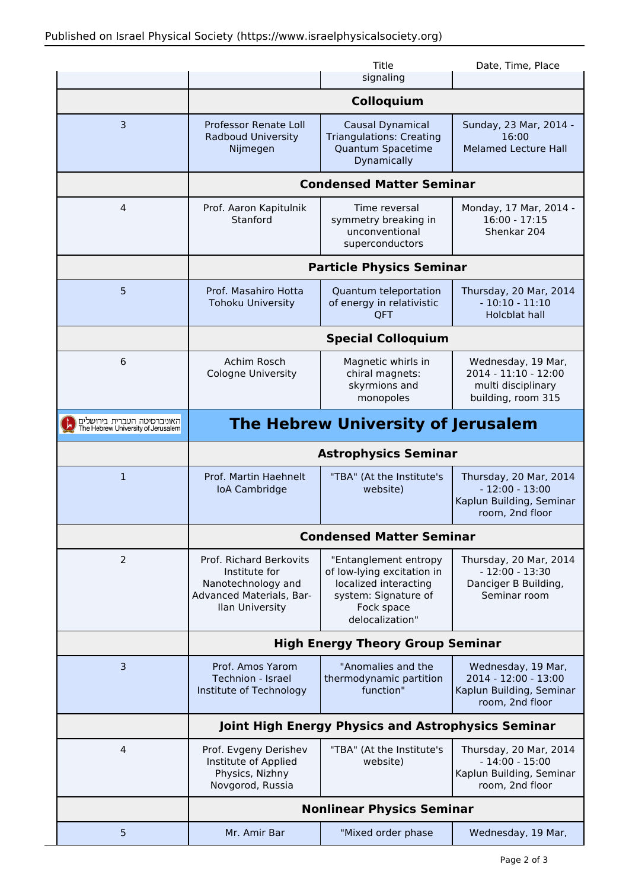| | | Title | Date, Time, Place |
|---|---|---|---|
| | | signaling | |
| | **Colloquium** | | |
| 3 | Professor Renate Loll Radboud University Nijmegen | Causal Dynamical Triangulations: Creating Quantum Spacetime Dynamically | Sunday, 23 Mar, 2014 - 16:00 Melamed Lecture Hall |
| | **Condensed Matter Seminar** | | |
| 4 | Prof. Aaron Kapitulnik Stanford | Time reversal symmetry breaking in unconventional superconductors | Monday, 17 Mar, 2014 - 16:00 - 17:15 Shenkar 204 |
| | **Particle Physics Seminar** | | |
| 5 | Prof. Masahiro Hotta Tohoku University | Quantum teleportation of energy in relativistic QFT | Thursday, 20 Mar, 2014 - 10:10 - 11:10 Holcblat hall |
| | **Special Colloquium** | | |
| 6 | Achim Rosch Cologne University | Magnetic whirls in chiral magnets: skyrmions and monopoles | Wednesday, 19 Mar, 2014 - 11:10 - 12:00 multi disciplinary building, room 315 |
| האוניברסיטה העברית בירושלים The Hebrew University of Jerusalem | **The Hebrew University of Jerusalem** | | |
| | **Astrophysics Seminar** | | |
| 1 | Prof. Martin Haehnelt IoA Cambridge | "TBA" (At the Institute's website) | Thursday, 20 Mar, 2014 - 12:00 - 13:00 Kaplun Building, Seminar room, 2nd floor |
| | **Condensed Matter Seminar** | | |
| 2 | Prof. Richard Berkovits Institute for Nanotechnology and Advanced Materials, Bar-Ilan University | "Entanglement entropy of low-lying excitation in localized interacting system: Signature of Fock space delocalization" | Thursday, 20 Mar, 2014 - 12:00 - 13:30 Danciger B Building, Seminar room |
| | **High Energy Theory Group Seminar** | | |
| 3 | Prof. Amos Yarom Technion - Israel Institute of Technology | "Anomalies and the thermodynamic partition function" | Wednesday, 19 Mar, 2014 - 12:00 - 13:00 Kaplun Building, Seminar room, 2nd floor |
| | **Joint High Energy Physics and Astrophysics Seminar** | | |
| 4 | Prof. Evgeny Derishev Institute of Applied Physics, Nizhny Novgorod, Russia | "TBA" (At the Institute's website) | Thursday, 20 Mar, 2014 - 14:00 - 15:00 Kaplun Building, Seminar room, 2nd floor |
| | **Nonlinear Physics Seminar** | | |
| 5 | Mr. Amir Bar | "Mixed order phase | Wednesday, 19 Mar, |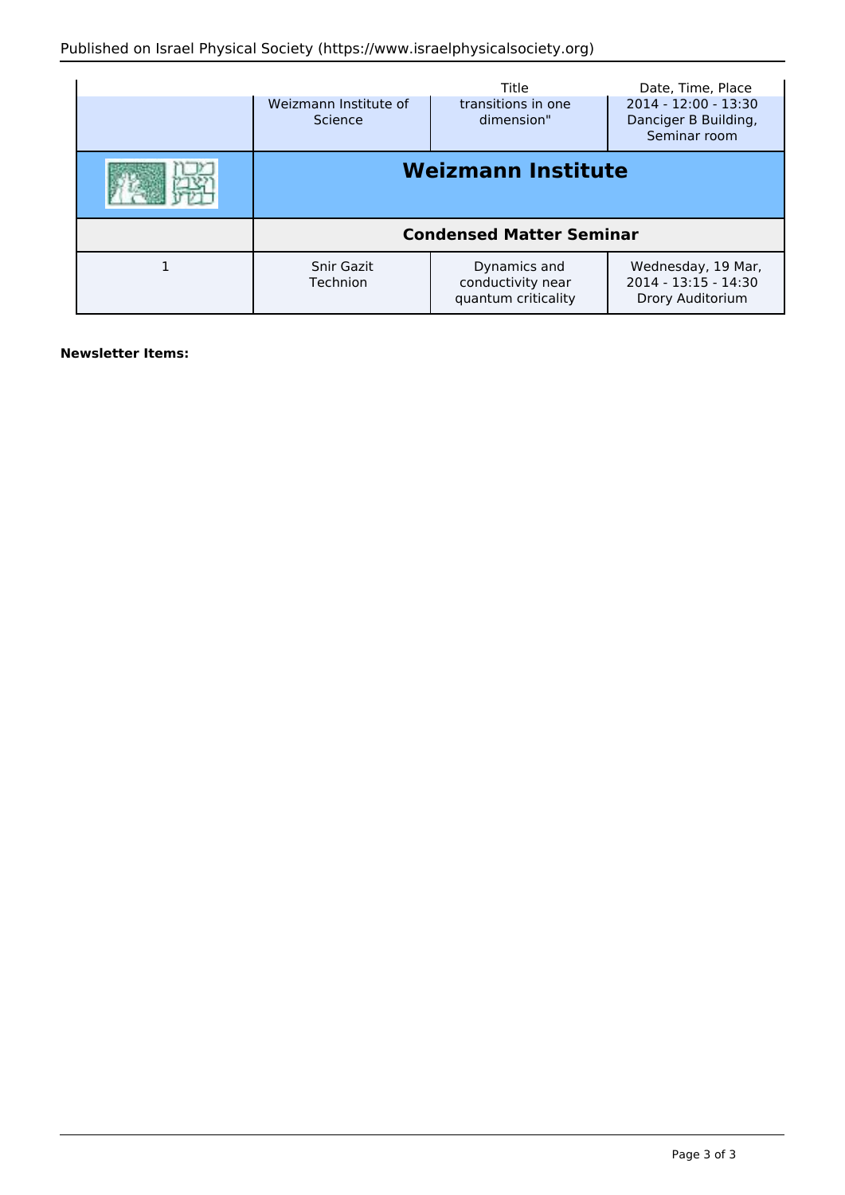| | | Title | Date, Time, Place |
|---|---|---|---|
| | Weizmann Institute of Science | transitions in one dimension" | 2014 - 12:00 - 13:30 Danciger B Building, Seminar room |
| | **Weizmann Institute** | | |
| | **Condensed Matter Seminar** | | |
| 1 | Snir Gazit Technion | Dynamics and conductivity near quantum criticality | Wednesday, 19 Mar, 2014 - 13:15 - 14:30 Drory Auditorium |

**Newsletter Items:**